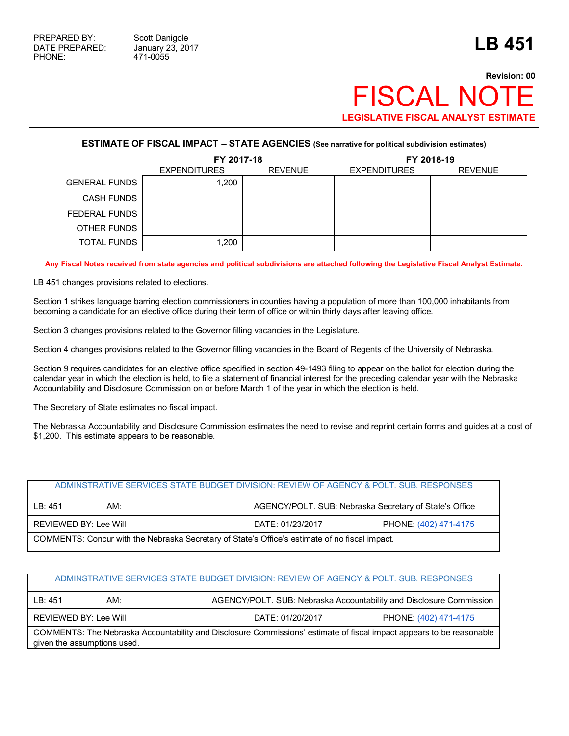PREPARED BY: Scott Danigole
DATE PREPARED: January 23, 2017
PHONE: 471-0055

# LB 451

**Revision: 00**

# FISCAL NOTE

**LEGISLATIVE FISCAL ANALYST ESTIMATE**

| ESTIMATE OF FISCAL IMPACT – STATE AGENCIES (See narrative for political subdivision estimates) | | | | |
|---|---|---|---|---|
| | FY 2017-18 | | FY 2018-19 | |
| | EXPENDITURES | REVENUE | EXPENDITURES | REVENUE |
| GENERAL FUNDS | 1,200 | | | |
| CASH FUNDS | | | | |
| FEDERAL FUNDS | | | | |
| OTHER FUNDS | | | | |
| TOTAL FUNDS | 1,200 | | | |

**Any Fiscal Notes received from state agencies and political subdivisions are attached following the Legislative Fiscal Analyst Estimate.**

LB 451 changes provisions related to elections.

Section 1 strikes language barring election commissioners in counties having a population of more than 100,000 inhabitants from becoming a candidate for an elective office during their term of office or within thirty days after leaving office.

Section 3 changes provisions related to the Governor filling vacancies in the Legislature.

Section 4 changes provisions related to the Governor filling vacancies in the Board of Regents of the University of Nebraska.

Section 9 requires candidates for an elective office specified in section 49-1493 filing to appear on the ballot for election during the calendar year in which the election is held, to file a statement of financial interest for the preceding calendar year with the Nebraska Accountability and Disclosure Commission on or before March 1 of the year in which the election is held.

The Secretary of State estimates no fiscal impact.

The Nebraska Accountability and Disclosure Commission estimates the need to revise and reprint certain forms and guides at a cost of $1,200. This estimate appears to be reasonable.

| ADMINSTRATIVE SERVICES STATE BUDGET DIVISION: REVIEW OF AGENCY & POLT. SUB. RESPONSES | | |
|---|---|---|
| LB: 451 AM: | AGENCY/POLT. SUB: Nebraska Secretary of State's Office | |
| REVIEWED BY: Lee Will | DATE: 01/23/2017 | PHONE: (402) 471-4175 |
| COMMENTS: Concur with the Nebraska Secretary of State's Office's estimate of no fiscal impact. | | |

| ADMINSTRATIVE SERVICES STATE BUDGET DIVISION: REVIEW OF AGENCY & POLT. SUB. RESPONSES | | |
|---|---|---|
| LB: 451 AM: | AGENCY/POLT. SUB: Nebraska Accountability and Disclosure Commission | |
| REVIEWED BY: Lee Will | DATE: 01/20/2017 | PHONE: (402) 471-4175 |
| COMMENTS: The Nebraska Accountability and Disclosure Commissions' estimate of fiscal impact appears to be reasonable given the assumptions used. | | |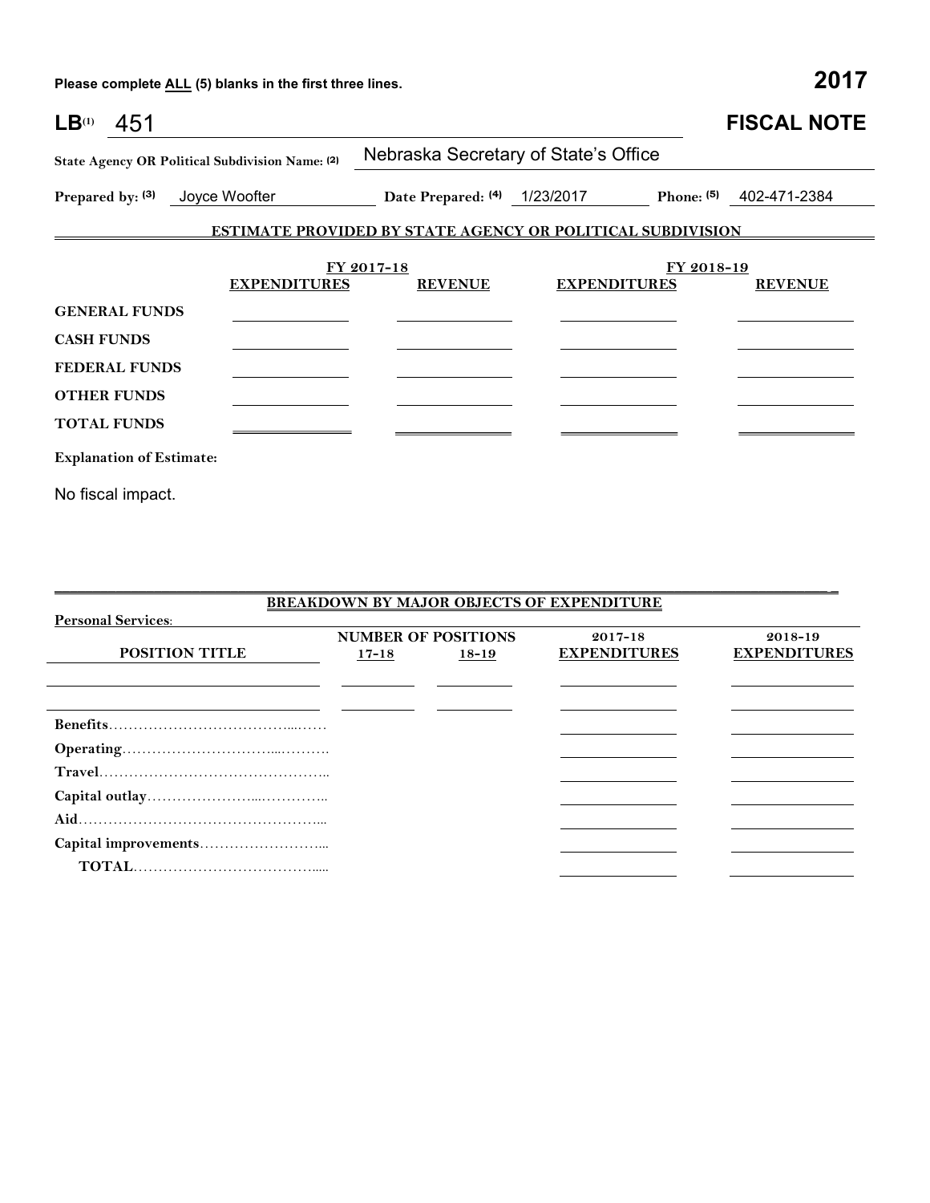Please complete ALL (5) blanks in the first three lines.

**2017**

# LB[(1)] 451 — FISCAL NOTE

**State Agency OR Political Subdivision Name: (2)** Nebraska Secretary of State's Office

**Prepared by: (3)** Joyce Woofter **Date Prepared: (4)** 1/23/2017 **Phone: (5)** 402-471-2384

## ESTIMATE PROVIDED BY STATE AGENCY OR POLITICAL SUBDIVISION

| | FY 2017-18 | | FY 2018-19 | |
|---|---|---|---|---|
| | **EXPENDITURES** | **REVENUE** | **EXPENDITURES** | **REVENUE** |
| **GENERAL FUNDS** | | | | |
| **CASH FUNDS** | | | | |
| **FEDERAL FUNDS** | | | | |
| **OTHER FUNDS** | | | | |
| **TOTAL FUNDS** | | | | |

**Explanation of Estimate:**

No fiscal impact.

## BREAKDOWN BY MAJOR OBJECTS OF EXPENDITURE

**Personal Services:**

| POSITION TITLE | NUMBER OF POSITIONS 17-18 | NUMBER OF POSITIONS 18-19 | 2017-18 EXPENDITURES | 2018-19 EXPENDITURES |
|---|---|---|---|---|
| | | | | |
| | | | | |
| **Benefits** | | | | |
| **Operating** | | | | |
| **Travel** | | | | |
| **Capital outlay** | | | | |
| **Aid** | | | | |
| **Capital improvements** | | | | |
| **TOTAL** | | | | |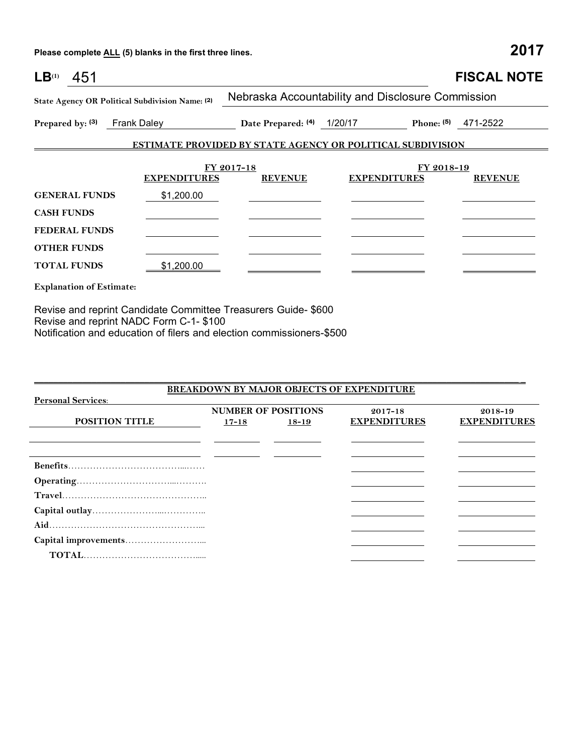Please complete ALL (5) blanks in the first three lines. **2017**

**LB**(1) 451 **FISCAL NOTE**

**State Agency OR Political Subdivision Name:** (2) Nebraska Accountability and Disclosure Commission

**Prepared by:** (3) Frank Daley **Date Prepared:** (4) 1/20/17 **Phone:** (5) 471-2522

## ESTIMATE PROVIDED BY STATE AGENCY OR POLITICAL SUBDIVISION

| | FY 2017-18 | | FY 2018-19 | |
|---|---|---|---|---|
| | **EXPENDITURES** | **REVENUE** | **EXPENDITURES** | **REVENUE** |
| **GENERAL FUNDS** | $1,200.00 | | | |
| **CASH FUNDS** | | | | |
| **FEDERAL FUNDS** | | | | |
| **OTHER FUNDS** | | | | |
| **TOTAL FUNDS** | $1,200.00 | | | |

**Explanation of Estimate:**

Revise and reprint Candidate Committee Treasurers Guide- $600
Revise and reprint NADC Form C-1- $100
Notification and education of filers and election commissioners-$500

## BREAKDOWN BY MAJOR OBJECTS OF EXPENDITURE

**Personal Services:**

| POSITION TITLE | NUMBER OF POSITIONS 17-18 | NUMBER OF POSITIONS 18-19 | 2017-18 EXPENDITURES | 2018-19 EXPENDITURES |
|---|---|---|---|---|
| | | | | |
| | | | | |
| **Benefits** | | | | |
| **Operating** | | | | |
| **Travel** | | | | |
| **Capital outlay** | | | | |
| **Aid** | | | | |
| **Capital improvements** | | | | |
| **TOTAL** | | | | |